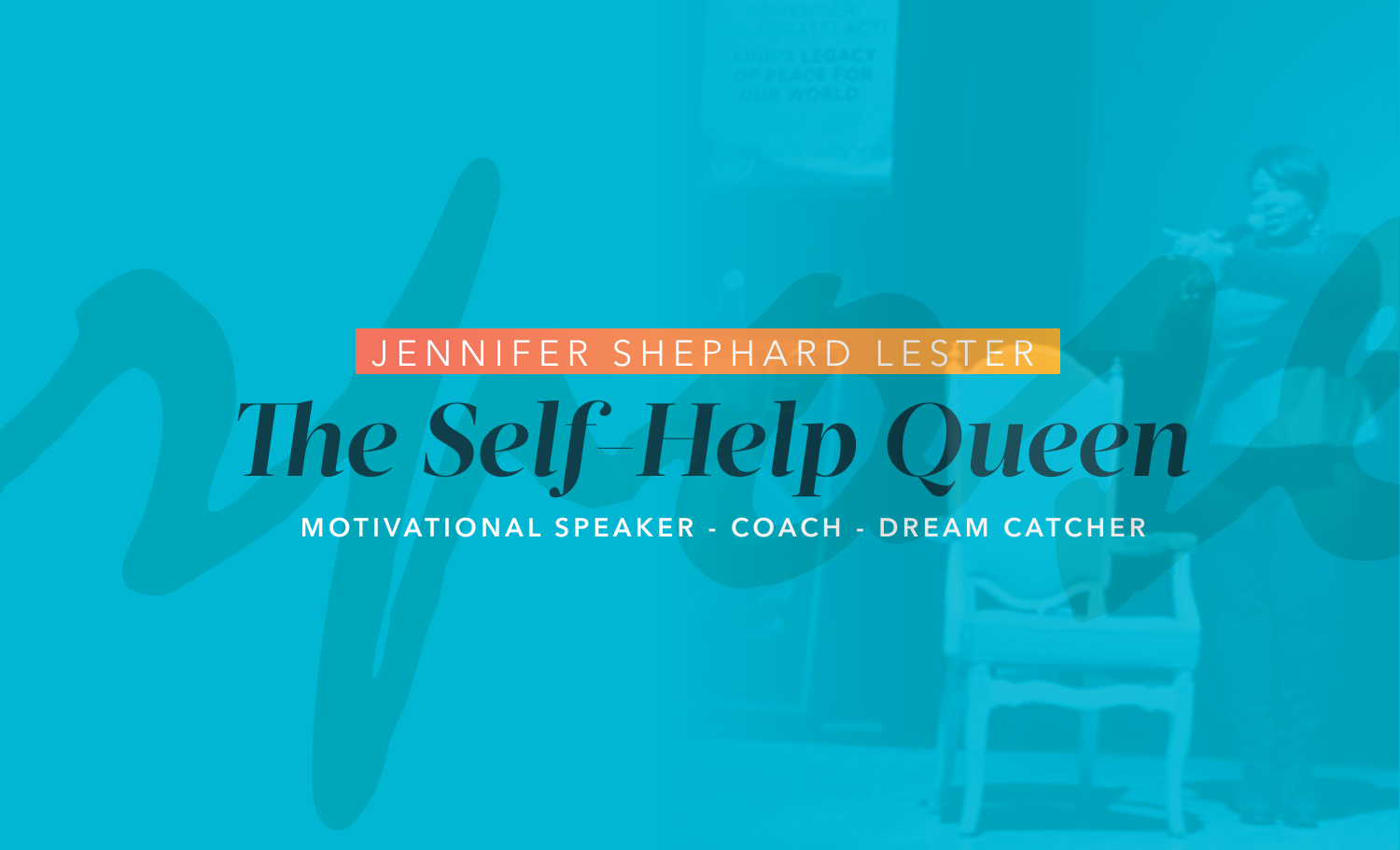JENNIFER SHEPHARD LESTER

# The Self-Help Queen

MOTIVATIONAL SPEAKER - COACH - DREAM CATCHER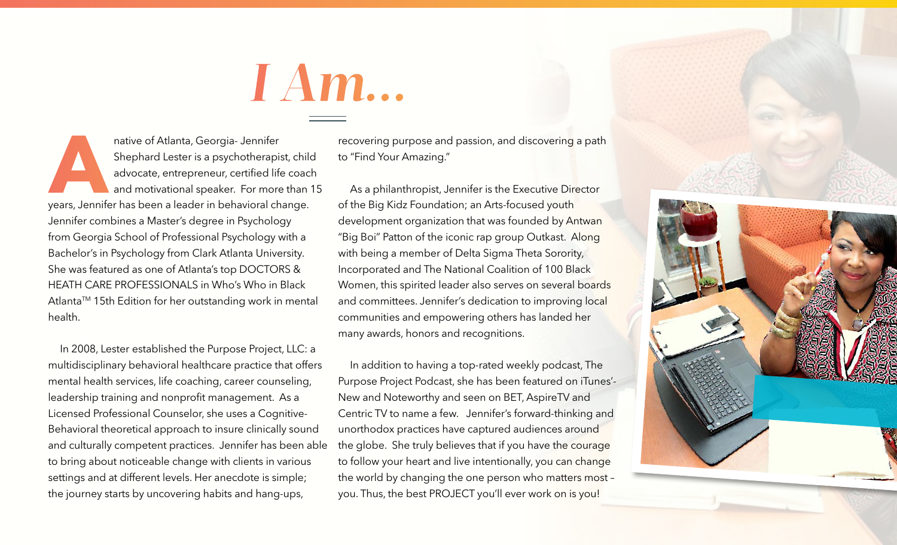# I Am...

A native of Atlanta, Georgia- Jennifer Shephard Lester is a psychotherapist, child advocate, entrepreneur, certified life coach and motivational speaker. For more than 15 years, Jennifer has been a leader in behavioral change. Jennifer combines a Master's degree in Psychology from Georgia School of Professional Psychology with a Bachelor's in Psychology from Clark Atlanta University. She was featured as one of Atlanta's top DOCTORS & HEATH CARE PROFESSIONALS in Who's Who in Black Atlanta™ 15th Edition for her outstanding work in mental health.

In 2008, Lester established the Purpose Project, LLC: a multidisciplinary behavioral healthcare practice that offers mental health services, life coaching, career counseling, leadership training and nonprofit management. As a Licensed Professional Counselor, she uses a Cognitive-Behavioral theoretical approach to insure clinically sound and culturally competent practices. Jennifer has been able to bring about noticeable change with clients in various settings and at different levels. Her anecdote is simple; the journey starts by uncovering habits and hang-ups, recovering purpose and passion, and discovering a path to "Find Your Amazing."

As a philanthropist, Jennifer is the Executive Director of the Big Kidz Foundation; an Arts-focused youth development organization that was founded by Antwan "Big Boi" Patton of the iconic rap group Outkast. Along with being a member of Delta Sigma Theta Sorority, Incorporated and The National Coalition of 100 Black Women, this spirited leader also serves on several boards and committees. Jennifer's dedication to improving local communities and empowering others has landed her many awards, honors and recognitions.

In addition to having a top-rated weekly podcast, The Purpose Project Podcast, she has been featured on iTunes'- New and Noteworthy and seen on BET, AspireTV and Centric TV to name a few. Jennifer's forward-thinking and unorthodox practices have captured audiences around the globe. She truly believes that if you have the courage to follow your heart and live intentionally, you can change the world by changing the one person who matters most – you. Thus, the best PROJECT you'll ever work on is you!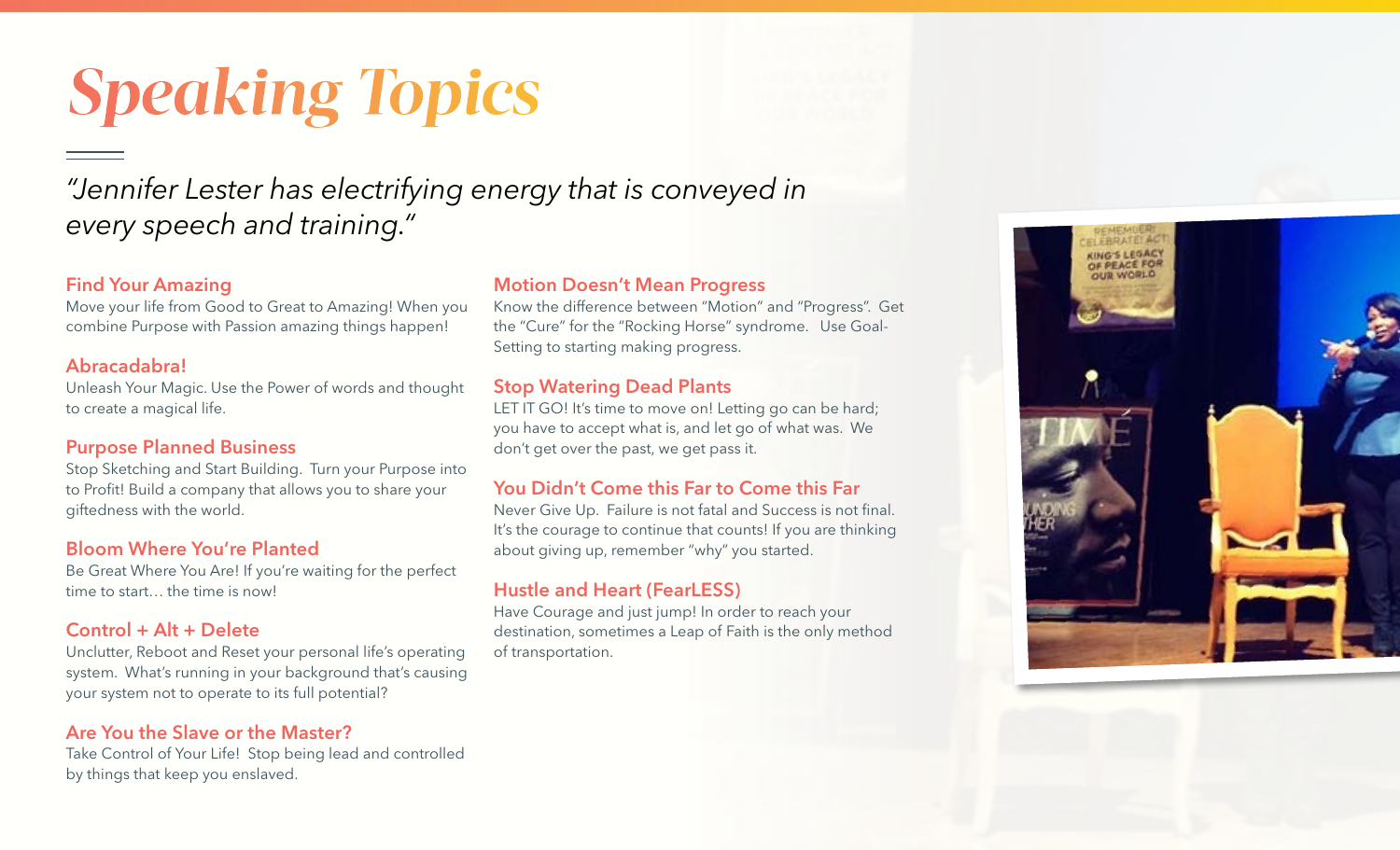# Speaking Topics

*"Jennifer Lester has electrifying energy that is conveyed in every speech and training."*

### Find Your Amazing

Move your life from Good to Great to Amazing! When you combine Purpose with Passion amazing things happen!

### Abracadabra!

Unleash Your Magic. Use the Power of words and thought to create a magical life.

### Purpose Planned Business

Stop Sketching and Start Building. Turn your Purpose into to Profit! Build a company that allows you to share your giftedness with the world.

### Bloom Where You're Planted

Be Great Where You Are! If you're waiting for the perfect time to start… the time is now!

### Control + Alt + Delete

Unclutter, Reboot and Reset your personal life's operating system. What's running in your background that's causing your system not to operate to its full potential?

### Are You the Slave or the Master?

Take Control of Your Life! Stop being lead and controlled by things that keep you enslaved.

### Motion Doesn't Mean Progress

Know the difference between "Motion" and "Progress". Get the "Cure" for the "Rocking Horse" syndrome. Use Goal-Setting to starting making progress.

### Stop Watering Dead Plants

LET IT GO! It's time to move on! Letting go can be hard; you have to accept what is, and let go of what was. We don't get over the past, we get pass it.

### You Didn't Come this Far to Come this Far

Never Give Up. Failure is not fatal and Success is not final. It's the courage to continue that counts! If you are thinking about giving up, remember "why" you started.

### Hustle and Heart (FearLESS)

Have Courage and just jump! In order to reach your destination, sometimes a Leap of Faith is the only method of transportation.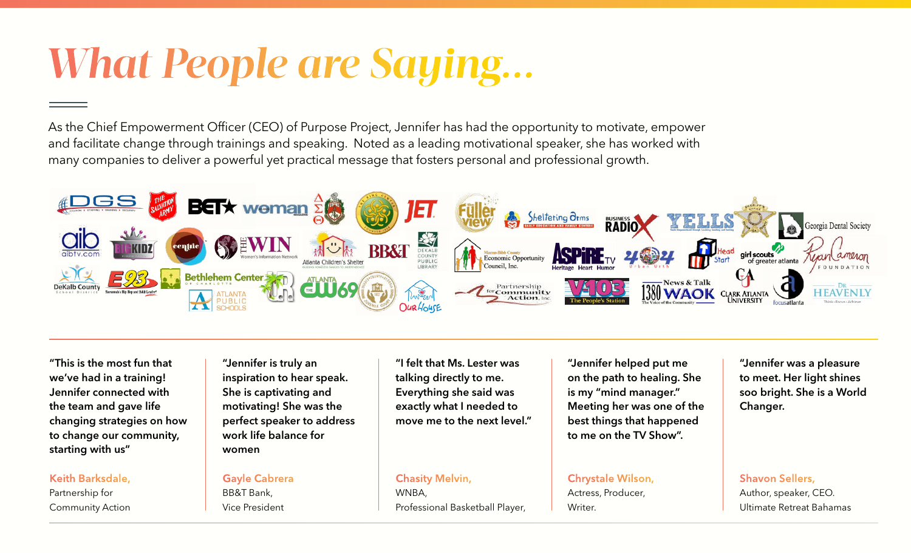# What People are Saying...

As the Chief Empowerment Officer (CEO) of Purpose Project, Jennifer has had the opportunity to motivate, empower and facilitate change through trainings and speaking. Noted as a leading motivational speaker, she has worked with many companies to deliver a powerful yet practical message that fosters personal and professional growth.

**"This is the most fun that we've had in a training! Jennifer connected with the team and gave life changing strategies on how to change our community, starting with us"**

Keith Barksdale,
Partnership for
Community Action

**"Jennifer is truly an inspiration to hear speak. She is captivating and motivating! She was the perfect speaker to address work life balance for women**

Gayle Cabrera
BB&T Bank,
Vice President

**"I felt that Ms. Lester was talking directly to me. Everything she said was exactly what I needed to move me to the next level."**

Chasity Melvin,
WNBA,
Professional Basketball Player,

**"Jennifer helped put me on the path to healing. She is my "mind manager." Meeting her was one of the best things that happened to me on the TV Show".**

Chrystale Wilson,
Actress, Producer,
Writer.

**"Jennifer was a pleasure to meet. Her light shines soo bright. She is a World Changer.**

Shavon Sellers,
Author, speaker, CEO.
Ultimate Retreat Bahamas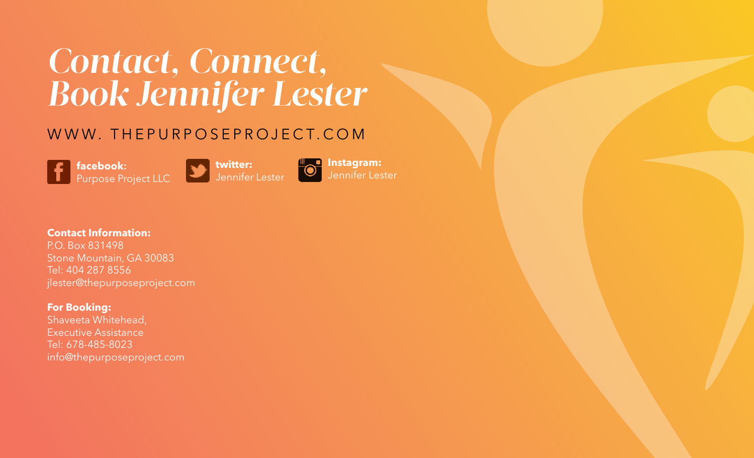# *Contact, Connect, Book Jennifer Lester*

WWW. THEPURPOSEPROJECT.COM

**facebook:**
Purpose Project LLC

**twitter:**
Jennifer Lester

**Instagram:**
Jennifer Lester

**Contact Information:**
P.O. Box 831498
Stone Mountain, GA 30083
Tel: 404 287 8556
jlester@thepurposeproject.com

**For Booking:**
Shaveeta Whitehead,
Executive Assistance
Tel: 678-485-8023
info@thepurposeproject.com